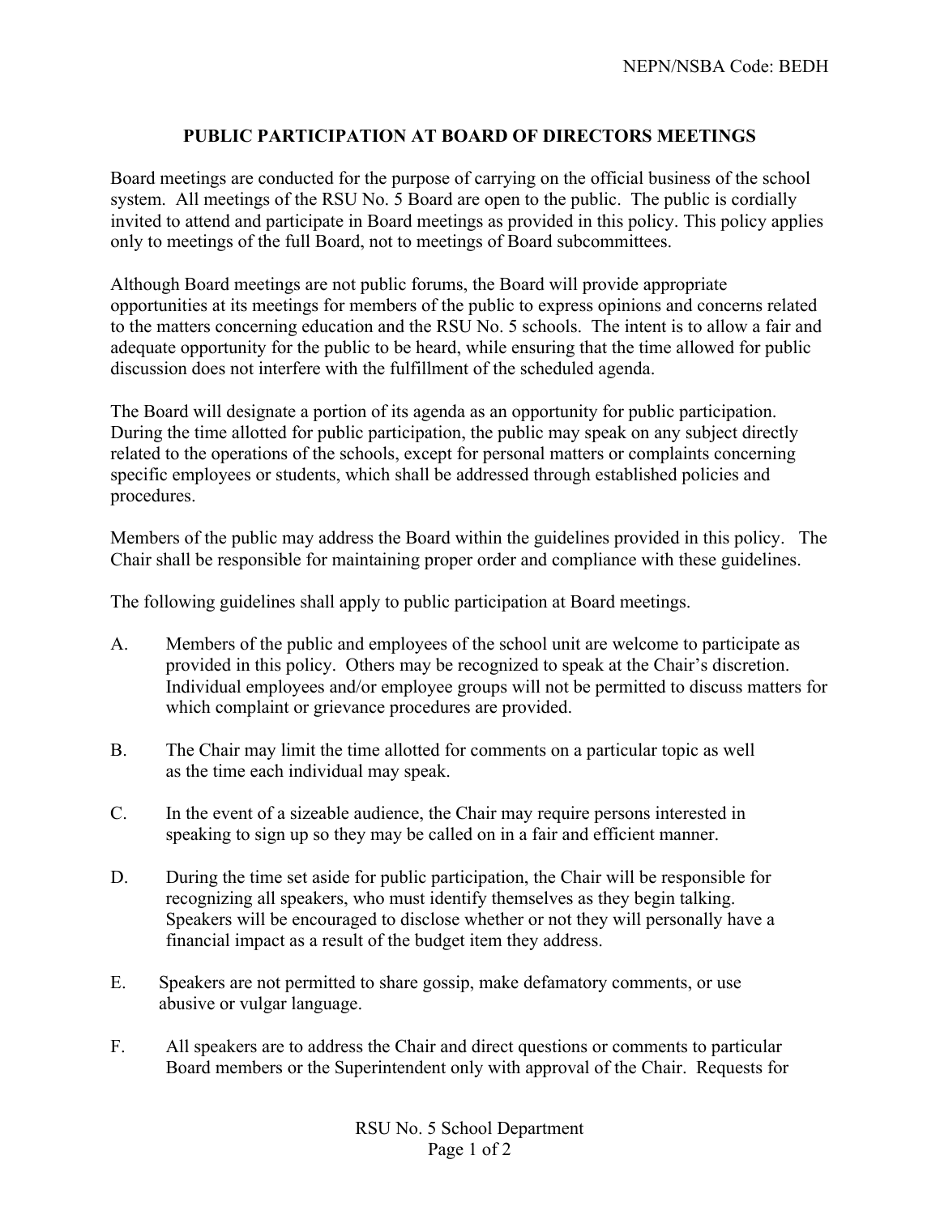NEPN/NSBA Code: BEDH

# PUBLIC PARTICIPATION AT BOARD OF DIRECTORS MEETINGS

Board meetings are conducted for the purpose of carrying on the official business of the school system. All meetings of the RSU No. 5 Board are open to the public. The public is cordially invited to attend and participate in Board meetings as provided in this policy. This policy applies only to meetings of the full Board, not to meetings of Board subcommittees.

Although Board meetings are not public forums, the Board will provide appropriate opportunities at its meetings for members of the public to express opinions and concerns related to the matters concerning education and the RSU No. 5 schools. The intent is to allow a fair and adequate opportunity for the public to be heard, while ensuring that the time allowed for public discussion does not interfere with the fulfillment of the scheduled agenda.

The Board will designate a portion of its agenda as an opportunity for public participation. During the time allotted for public participation, the public may speak on any subject directly related to the operations of the schools, except for personal matters or complaints concerning specific employees or students, which shall be addressed through established policies and procedures.

Members of the public may address the Board within the guidelines provided in this policy. The Chair shall be responsible for maintaining proper order and compliance with these guidelines.

The following guidelines shall apply to public participation at Board meetings.

A. Members of the public and employees of the school unit are welcome to participate as provided in this policy. Others may be recognized to speak at the Chair's discretion. Individual employees and/or employee groups will not be permitted to discuss matters for which complaint or grievance procedures are provided.

B. The Chair may limit the time allotted for comments on a particular topic as well as the time each individual may speak.

C. In the event of a sizeable audience, the Chair may require persons interested in speaking to sign up so they may be called on in a fair and efficient manner.

D. During the time set aside for public participation, the Chair will be responsible for recognizing all speakers, who must identify themselves as they begin talking. Speakers will be encouraged to disclose whether or not they will personally have a financial impact as a result of the budget item they address.

E. Speakers are not permitted to share gossip, make defamatory comments, or use abusive or vulgar language.

F. All speakers are to address the Chair and direct questions or comments to particular Board members or the Superintendent only with approval of the Chair. Requests for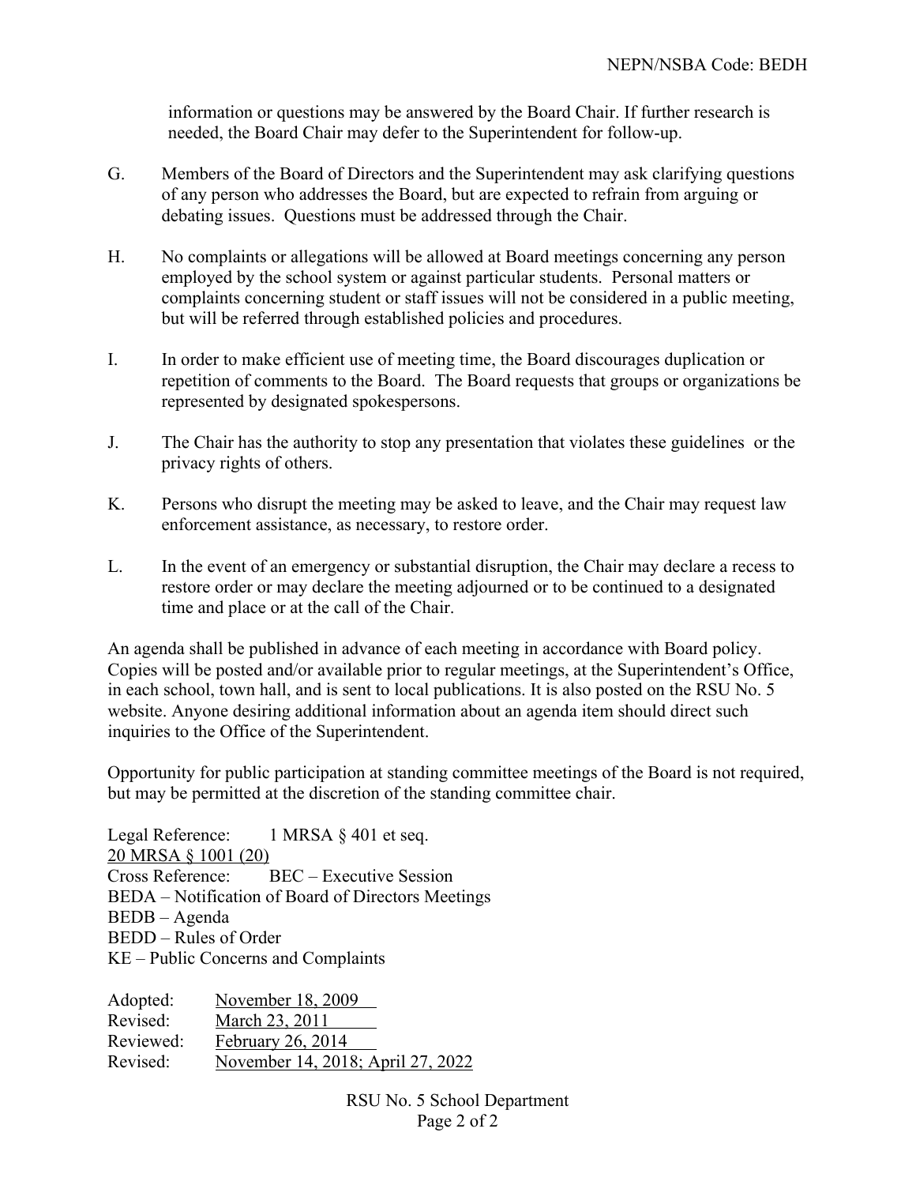information or questions may be answered by the Board Chair. If further research is needed, the Board Chair may defer to the Superintendent for follow-up.

G. Members of the Board of Directors and the Superintendent may ask clarifying questions of any person who addresses the Board, but are expected to refrain from arguing or debating issues. Questions must be addressed through the Chair.

H. No complaints or allegations will be allowed at Board meetings concerning any person employed by the school system or against particular students. Personal matters or complaints concerning student or staff issues will not be considered in a public meeting, but will be referred through established policies and procedures.

I. In order to make efficient use of meeting time, the Board discourages duplication or repetition of comments to the Board. The Board requests that groups or organizations be represented by designated spokespersons.

J. The Chair has the authority to stop any presentation that violates these guidelines or the privacy rights of others.

K. Persons who disrupt the meeting may be asked to leave, and the Chair may request law enforcement assistance, as necessary, to restore order.

L. In the event of an emergency or substantial disruption, the Chair may declare a recess to restore order or may declare the meeting adjourned or to be continued to a designated time and place or at the call of the Chair.

An agenda shall be published in advance of each meeting in accordance with Board policy. Copies will be posted and/or available prior to regular meetings, at the Superintendent's Office, in each school, town hall, and is sent to local publications. It is also posted on the RSU No. 5 website. Anyone desiring additional information about an agenda item should direct such inquiries to the Office of the Superintendent.

Opportunity for public participation at standing committee meetings of the Board is not required, but may be permitted at the discretion of the standing committee chair.

Legal Reference: 1 MRSA § 401 et seq.
20 MRSA § 1001 (20)
Cross Reference: BEC – Executive Session
BEDA – Notification of Board of Directors Meetings
BEDB – Agenda
BEDD – Rules of Order
KE – Public Concerns and Complaints

Adopted: November 18, 2009
Revised: March 23, 2011
Reviewed: February 26, 2014
Revised: November 14, 2018; April 27, 2022

RSU No. 5 School Department